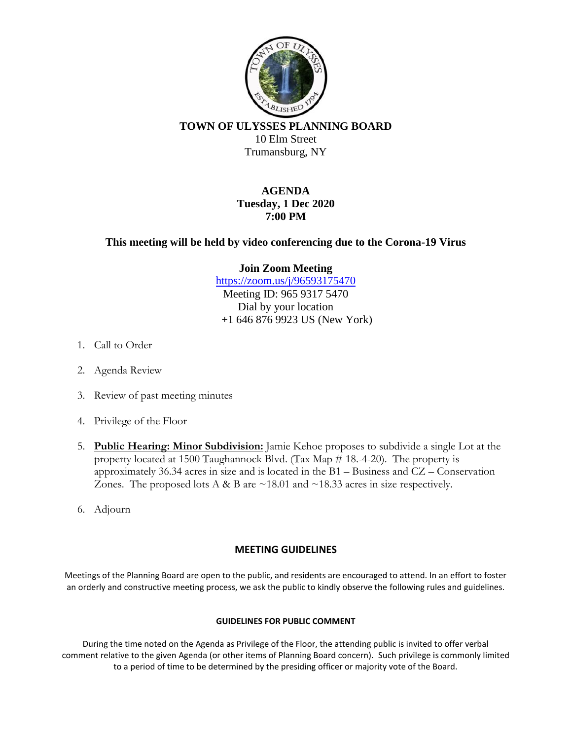**TOWN OF ULYSSES PLANNING BOARD**
10 Elm Street
Trumansburg, NY

**AGENDA**
**Tuesday, 1 Dec 2020**
**7:00 PM**

**This meeting will be held by video conferencing due to the Corona-19 Virus**

**Join Zoom Meeting**
https://zoom.us/j/96593175470
Meeting ID: 965 9317 5470
Dial by your location
+1 646 876 9923 US (New York)

1. Call to Order
2. Agenda Review
3. Review of past meeting minutes
4. Privilege of the Floor
5. **Public Hearing: Minor Subdivision:** Jamie Kehoe proposes to subdivide a single Lot at the property located at 1500 Taughannock Blvd. (Tax Map # 18.-4-20). The property is approximately 36.34 acres in size and is located in the B1 – Business and CZ – Conservation Zones. The proposed lots A & B are ~18.01 and ~18.33 acres in size respectively.
6. Adjourn

## MEETING GUIDELINES

Meetings of the Planning Board are open to the public, and residents are encouraged to attend. In an effort to foster an orderly and constructive meeting process, we ask the public to kindly observe the following rules and guidelines.

### GUIDELINES FOR PUBLIC COMMENT

During the time noted on the Agenda as Privilege of the Floor, the attending public is invited to offer verbal comment relative to the given Agenda (or other items of Planning Board concern). Such privilege is commonly limited to a period of time to be determined by the presiding officer or majority vote of the Board.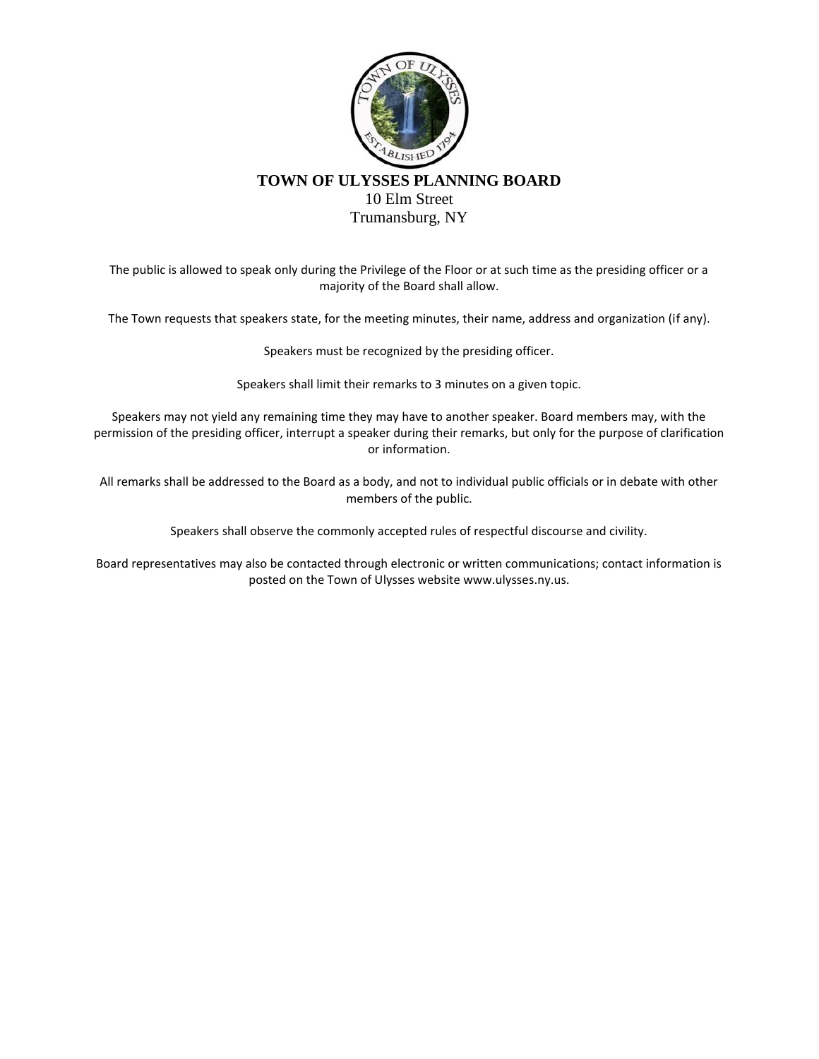# TOWN OF ULYSSES PLANNING BOARD

10 Elm Street
Trumansburg, NY

The public is allowed to speak only during the Privilege of the Floor or at such time as the presiding officer or a majority of the Board shall allow.

The Town requests that speakers state, for the meeting minutes, their name, address and organization (if any).

Speakers must be recognized by the presiding officer.

Speakers shall limit their remarks to 3 minutes on a given topic.

Speakers may not yield any remaining time they may have to another speaker. Board members may, with the permission of the presiding officer, interrupt a speaker during their remarks, but only for the purpose of clarification or information.

All remarks shall be addressed to the Board as a body, and not to individual public officials or in debate with other members of the public.

Speakers shall observe the commonly accepted rules of respectful discourse and civility.

Board representatives may also be contacted through electronic or written communications; contact information is posted on the Town of Ulysses website www.ulysses.ny.us.